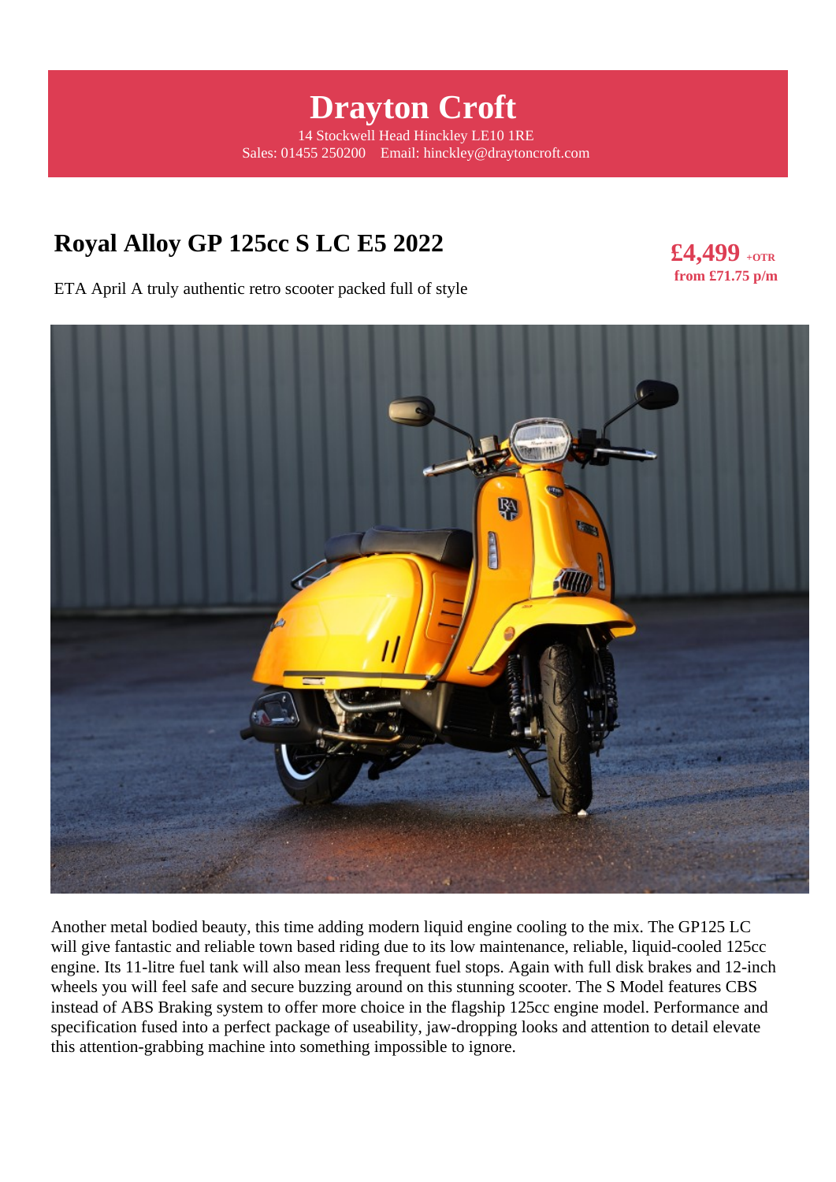# Drayton Croft

14 Stockwell Head Hinckley LE10 1RE
Sales: 01455 250200 Email: hinckley@draytoncroft.com

## Royal Alloy GP 125cc S LC E5 2022

**£4,499** +OTR
**from £71.75 p/m**

ETA April A truly authentic retro scooter packed full of style

Another metal bodied beauty, this time adding modern liquid engine cooling to the mix. The GP125 LC will give fantastic and reliable town based riding due to its low maintenance, reliable, liquid-cooled 125cc engine. Its 11-litre fuel tank will also mean less frequent fuel stops. Again with full disk brakes and 12-inch wheels you will feel safe and secure buzzing around on this stunning scooter. The S Model features CBS instead of ABS Braking system to offer more choice in the flagship 125cc engine model. Performance and specification fused into a perfect package of useability, jaw-dropping looks and attention to detail elevate this attention-grabbing machine into something impossible to ignore.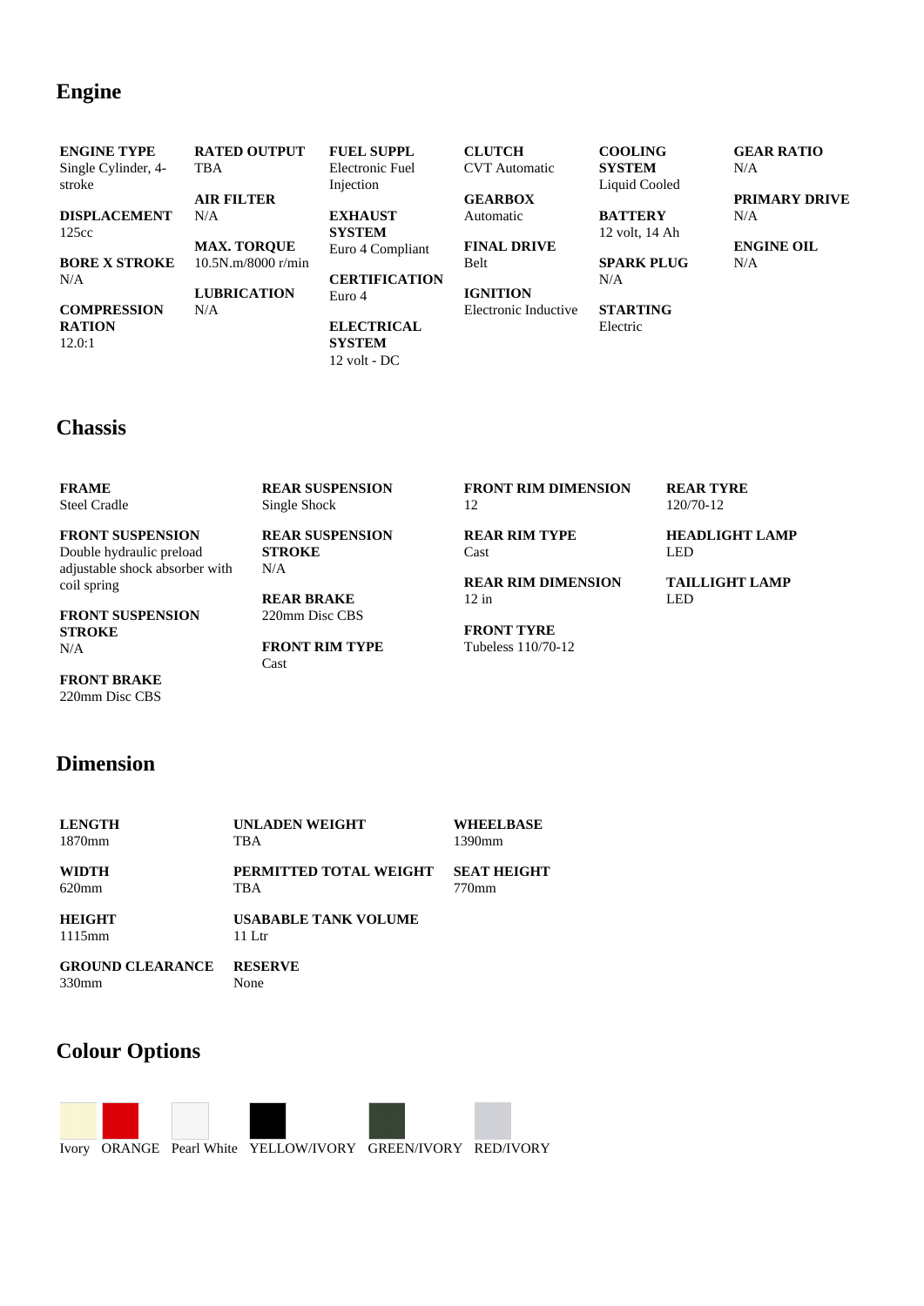## Engine

**ENGINE TYPE**
Single Cylinder, 4-stroke

**DISPLACEMENT**
125cc

**BORE X STROKE**
N/A

**COMPRESSION RATION**
12.0:1

**RATED OUTPUT**
TBA

**AIR FILTER**
N/A

**MAX. TORQUE**
10.5N.m/8000 r/min

**LUBRICATION**
N/A

**FUEL SUPPL**
Electronic Fuel Injection

**EXHAUST SYSTEM**
Euro 4 Compliant

**CERTIFICATION**
Euro 4

**ELECTRICAL SYSTEM**
12 volt - DC

**CLUTCH**
CVT Automatic

**GEARBOX**
Automatic

**FINAL DRIVE**
Belt

**IGNITION**
Electronic Inductive

**COOLING SYSTEM**
Liquid Cooled

**BATTERY**
12 volt, 14 Ah

**SPARK PLUG**
N/A

**STARTING**
Electric

**GEAR RATIO**
N/A

**PRIMARY DRIVE**
N/A

**ENGINE OIL**
N/A

## Chassis

**FRAME**
Steel Cradle

**FRONT SUSPENSION**
Double hydraulic preload adjustable shock absorber with coil spring

**FRONT SUSPENSION STROKE**
N/A

**FRONT BRAKE**
220mm Disc CBS

**REAR SUSPENSION**
Single Shock

**REAR SUSPENSION STROKE**
N/A

**REAR BRAKE**
220mm Disc CBS

**FRONT RIM TYPE**
Cast

**FRONT RIM DIMENSION**
12

**REAR RIM TYPE**
Cast

**REAR RIM DIMENSION**
12 in

**FRONT TYRE**
Tubeless 110/70-12

**REAR TYRE**
120/70-12

**HEADLIGHT LAMP**
LED

**TAILLIGHT LAMP**
LED

## Dimension

**LENGTH**
1870mm

**WIDTH**
620mm

**HEIGHT**
1115mm

**GROUND CLEARANCE**
330mm

**UNLADEN WEIGHT**
TBA

**PERMITTED TOTAL WEIGHT**
TBA

**USABABLE TANK VOLUME**
11 Ltr

**RESERVE**
None

**WHEELBASE**
1390mm

**SEAT HEIGHT**
770mm

## Colour Options

Ivory ORANGE Pearl White YELLOW/IVORY GREEN/IVORY RED/IVORY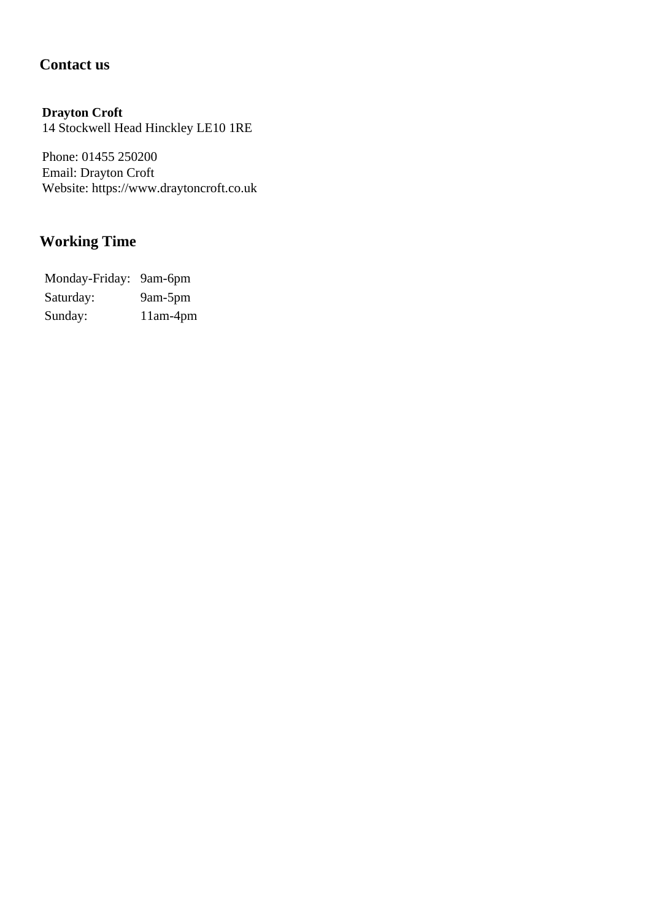## Contact us

**Drayton Croft**
14 Stockwell Head Hinckley LE10 1RE

Phone: 01455 250200
Email: Drayton Croft
Website: https://www.draytoncroft.co.uk

## Working Time

| | |
|---|---|
| Monday-Friday: | 9am-6pm |
| Saturday: | 9am-5pm |
| Sunday: | 11am-4pm |